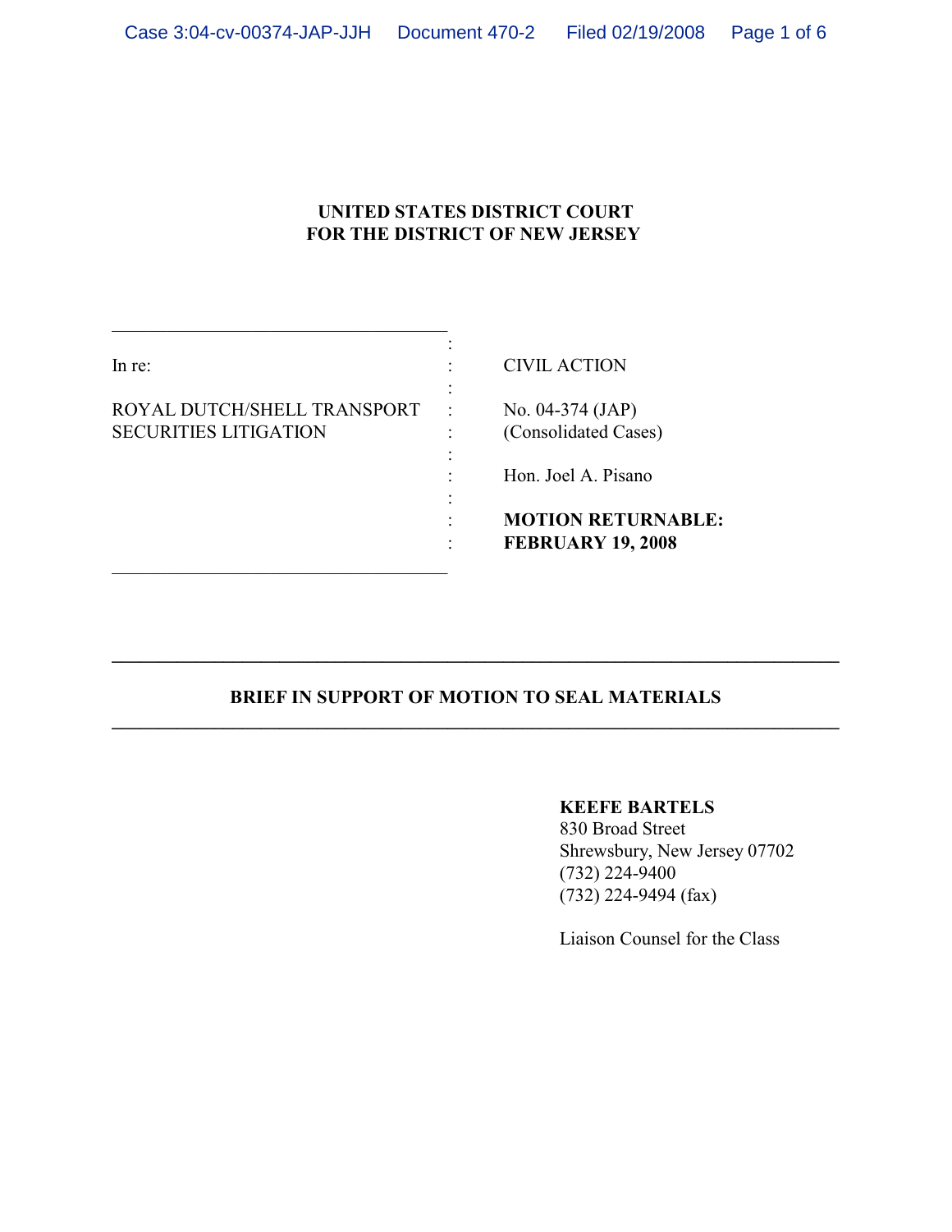**UNITED STATES DISTRICT COURT**
**FOR THE DISTRICT OF NEW JERSEY**

| | |
|---|---|
| In re: | CIVIL ACTION |
| ROYAL DUTCH/SHELL TRANSPORT SECURITIES LITIGATION | No. 04-374 (JAP) (Consolidated Cases) |
| | Hon. Joel A. Pisano |
| | **MOTION RETURNABLE: FEBRUARY 19, 2008** |

---

**BRIEF IN SUPPORT OF MOTION TO SEAL MATERIALS**

---

**KEEFE BARTELS**
830 Broad Street
Shrewsbury, New Jersey 07702
(732) 224-9400
(732) 224-9494 (fax)

Liaison Counsel for the Class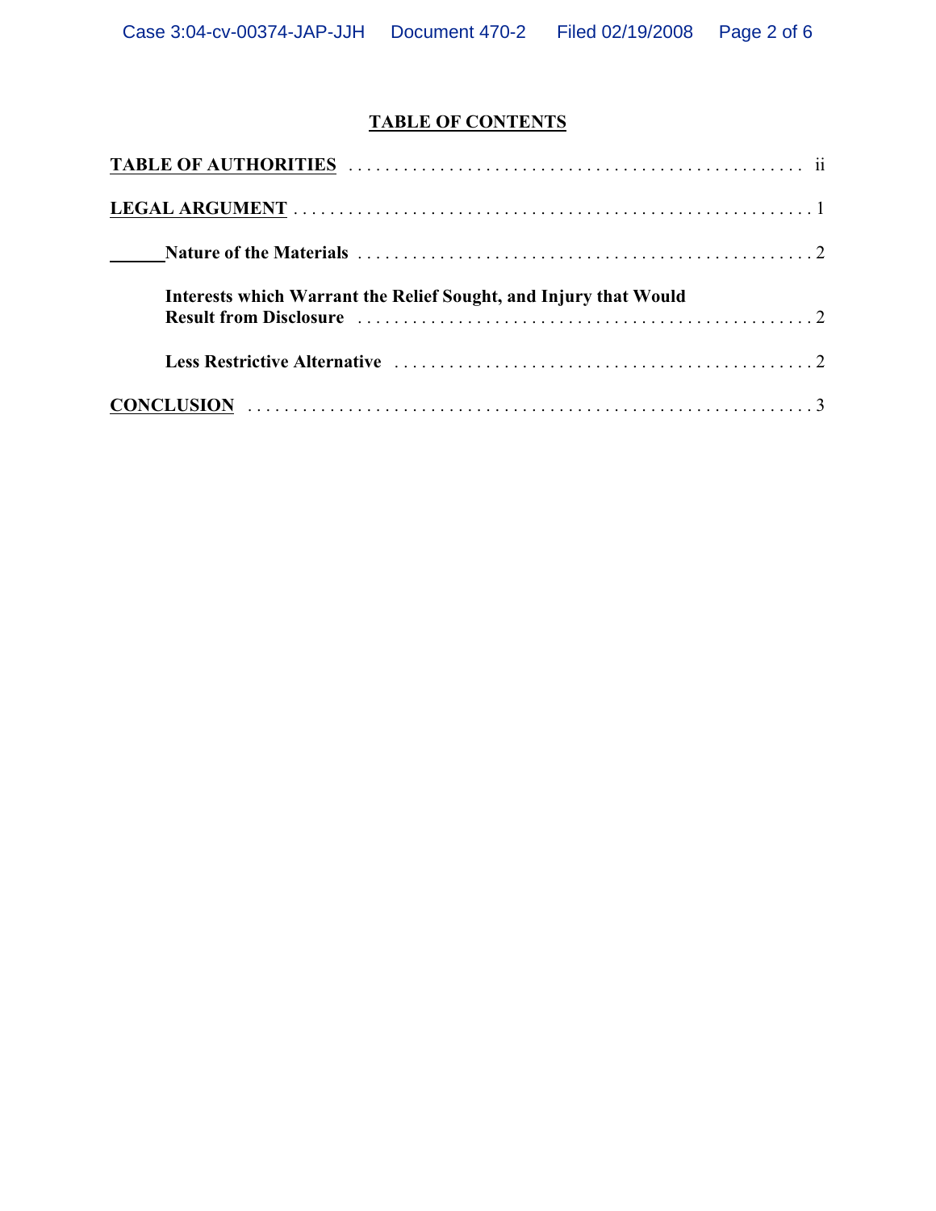# TABLE OF CONTENTS

**TABLE OF AUTHORITIES** . . . . . . . . . . . . . . . . . . . . . . . . . . . . . . . . . . . . . . . . . . . . . . . . . ii

**LEGAL ARGUMENT** . . . . . . . . . . . . . . . . . . . . . . . . . . . . . . . . . . . . . . . . . . . . . . . . . . . . . . . 1

**Nature of the Materials** . . . . . . . . . . . . . . . . . . . . . . . . . . . . . . . . . . . . . . . . . . . . . . . . . 2

**Interests which Warrant the Relief Sought, and Injury that Would Result from Disclosure** . . . . . . . . . . . . . . . . . . . . . . . . . . . . . . . . . . . . . . . . . . . . . . . . . 2

**Less Restrictive Alternative** . . . . . . . . . . . . . . . . . . . . . . . . . . . . . . . . . . . . . . . . . . . . . . 2

**CONCLUSION** . . . . . . . . . . . . . . . . . . . . . . . . . . . . . . . . . . . . . . . . . . . . . . . . . . . . . . . . . . 3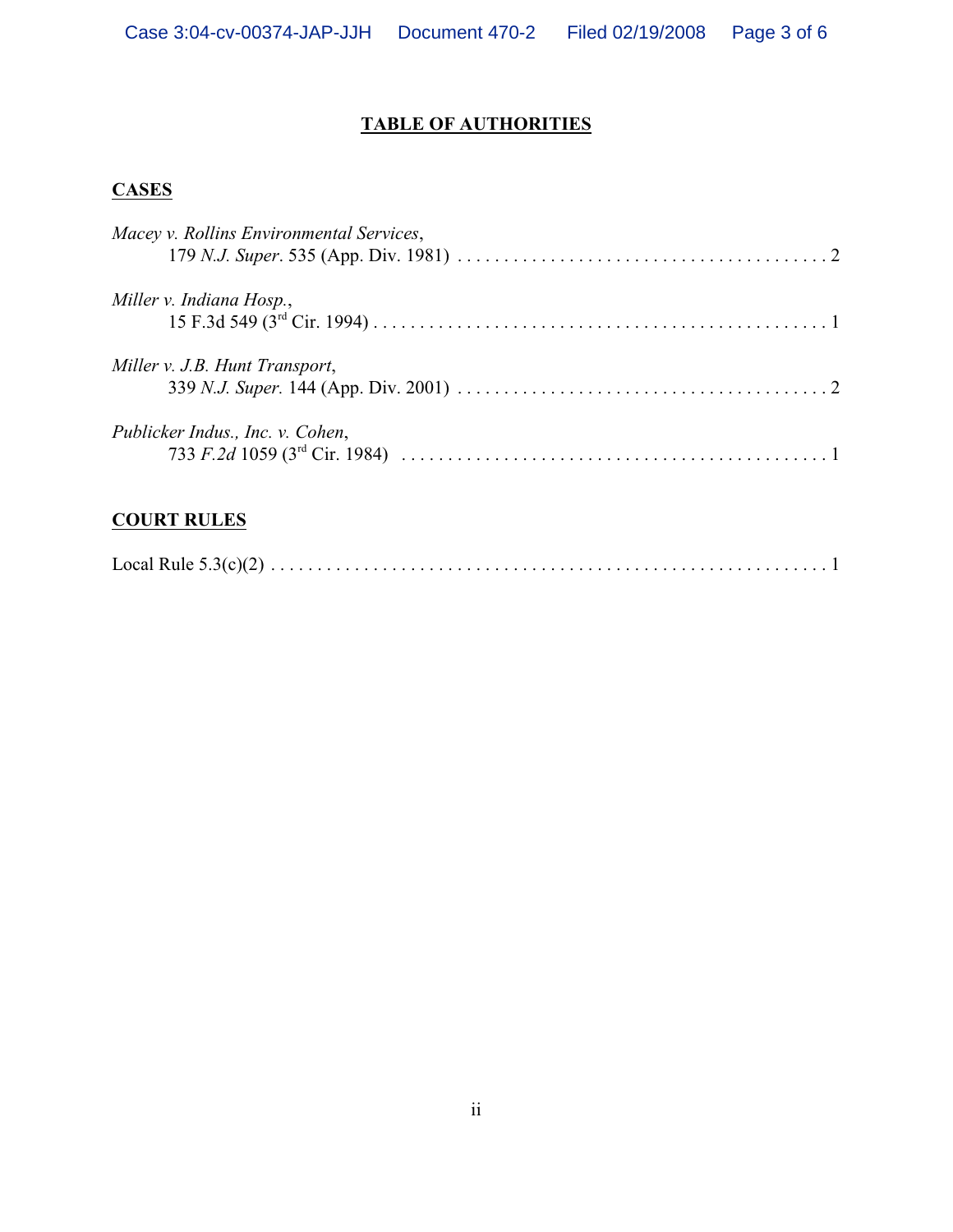# TABLE OF AUTHORITIES

## CASES

*Macey v. Rollins Environmental Services*,
179 *N.J. Super*. 535 (App. Div. 1981) . . . . . . . . . . . . . . . . . . . . . . . . . . . . . . . . . . . . . . . . . 2

*Miller v. Indiana Hosp.*,
15 F.3d 549 (3rd Cir. 1994) . . . . . . . . . . . . . . . . . . . . . . . . . . . . . . . . . . . . . . . . . . . . . . . . . 1

*Miller v. J.B. Hunt Transport*,
339 *N.J. Super.* 144 (App. Div. 2001) . . . . . . . . . . . . . . . . . . . . . . . . . . . . . . . . . . . . . . . . . 2

*Publicker Indus., Inc. v. Cohen*,
733 *F.2d* 1059 (3rd Cir. 1984) . . . . . . . . . . . . . . . . . . . . . . . . . . . . . . . . . . . . . . . . . . . . . . 1

## COURT RULES

Local Rule 5.3(c)(2) . . . . . . . . . . . . . . . . . . . . . . . . . . . . . . . . . . . . . . . . . . . . . . . . . . . . . . . . . . . . 1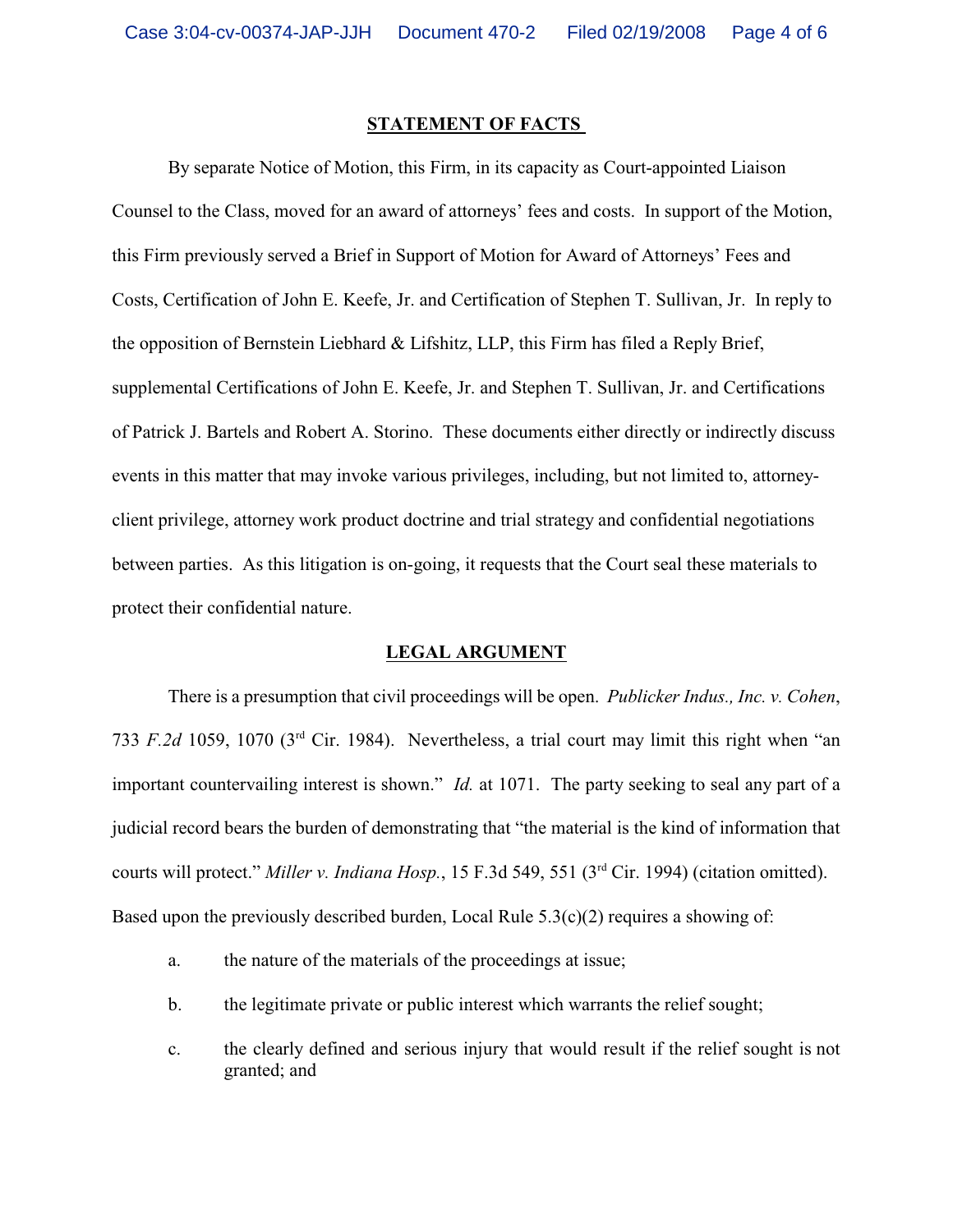## STATEMENT OF FACTS

By separate Notice of Motion, this Firm, in its capacity as Court-appointed Liaison Counsel to the Class, moved for an award of attorneys' fees and costs. In support of the Motion, this Firm previously served a Brief in Support of Motion for Award of Attorneys' Fees and Costs, Certification of John E. Keefe, Jr. and Certification of Stephen T. Sullivan, Jr. In reply to the opposition of Bernstein Liebhard & Lifshitz, LLP, this Firm has filed a Reply Brief, supplemental Certifications of John E. Keefe, Jr. and Stephen T. Sullivan, Jr. and Certifications of Patrick J. Bartels and Robert A. Storino. These documents either directly or indirectly discuss events in this matter that may invoke various privileges, including, but not limited to, attorney-client privilege, attorney work product doctrine and trial strategy and confidential negotiations between parties. As this litigation is on-going, it requests that the Court seal these materials to protect their confidential nature.

## LEGAL ARGUMENT

There is a presumption that civil proceedings will be open. *Publicker Indus., Inc. v. Cohen*, 733 *F.2d* 1059, 1070 (3rd Cir. 1984). Nevertheless, a trial court may limit this right when "an important countervailing interest is shown." *Id.* at 1071. The party seeking to seal any part of a judicial record bears the burden of demonstrating that "the material is the kind of information that courts will protect." *Miller v. Indiana Hosp.*, 15 F.3d 549, 551 (3rd Cir. 1994) (citation omitted). Based upon the previously described burden, Local Rule 5.3(c)(2) requires a showing of:

a. the nature of the materials of the proceedings at issue;

b. the legitimate private or public interest which warrants the relief sought;

c. the clearly defined and serious injury that would result if the relief sought is not granted; and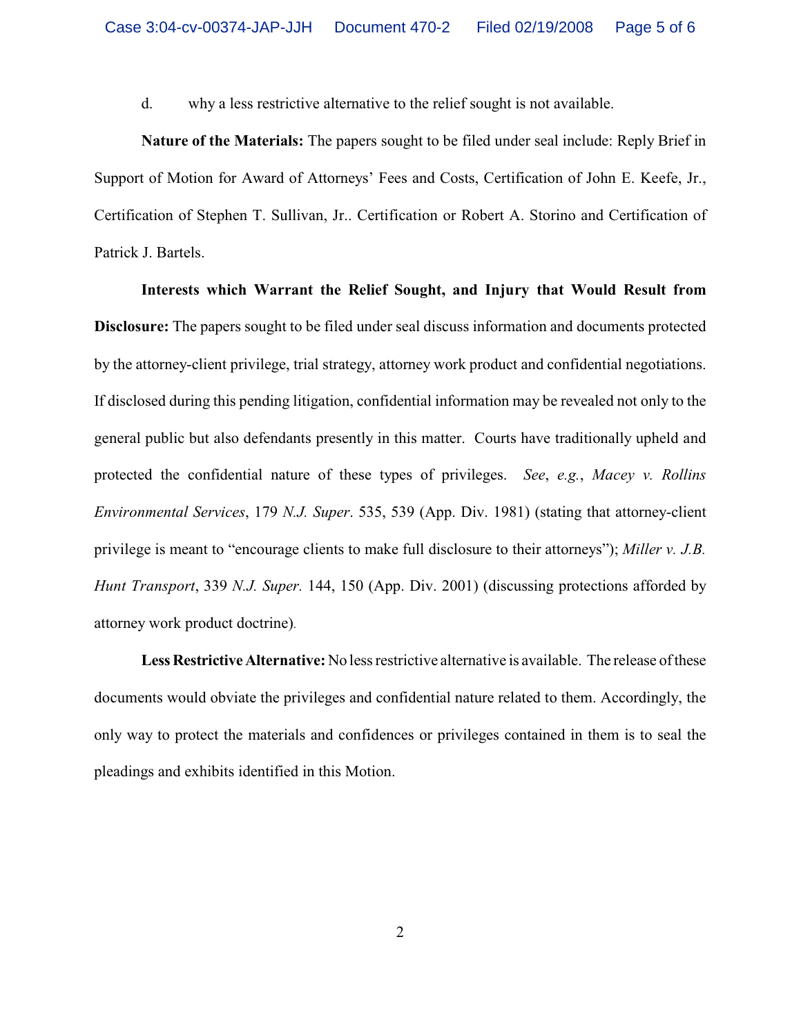d. why a less restrictive alternative to the relief sought is not available.

**Nature of the Materials:** The papers sought to be filed under seal include: Reply Brief in Support of Motion for Award of Attorneys' Fees and Costs, Certification of John E. Keefe, Jr., Certification of Stephen T. Sullivan, Jr.. Certification or Robert A. Storino and Certification of Patrick J. Bartels.

**Interests which Warrant the Relief Sought, and Injury that Would Result from Disclosure:** The papers sought to be filed under seal discuss information and documents protected by the attorney-client privilege, trial strategy, attorney work product and confidential negotiations. If disclosed during this pending litigation, confidential information may be revealed not only to the general public but also defendants presently in this matter. Courts have traditionally upheld and protected the confidential nature of these types of privileges. *See*, *e.g.*, *Macey v. Rollins Environmental Services*, 179 *N.J. Super*. 535, 539 (App. Div. 1981) (stating that attorney-client privilege is meant to "encourage clients to make full disclosure to their attorneys"); *Miller v. J.B. Hunt Transport*, 339 *N.J. Super.* 144, 150 (App. Div. 2001) (discussing protections afforded by attorney work product doctrine).

**Less Restrictive Alternative:** No less restrictive alternative is available. The release of these documents would obviate the privileges and confidential nature related to them. Accordingly, the only way to protect the materials and confidences or privileges contained in them is to seal the pleadings and exhibits identified in this Motion.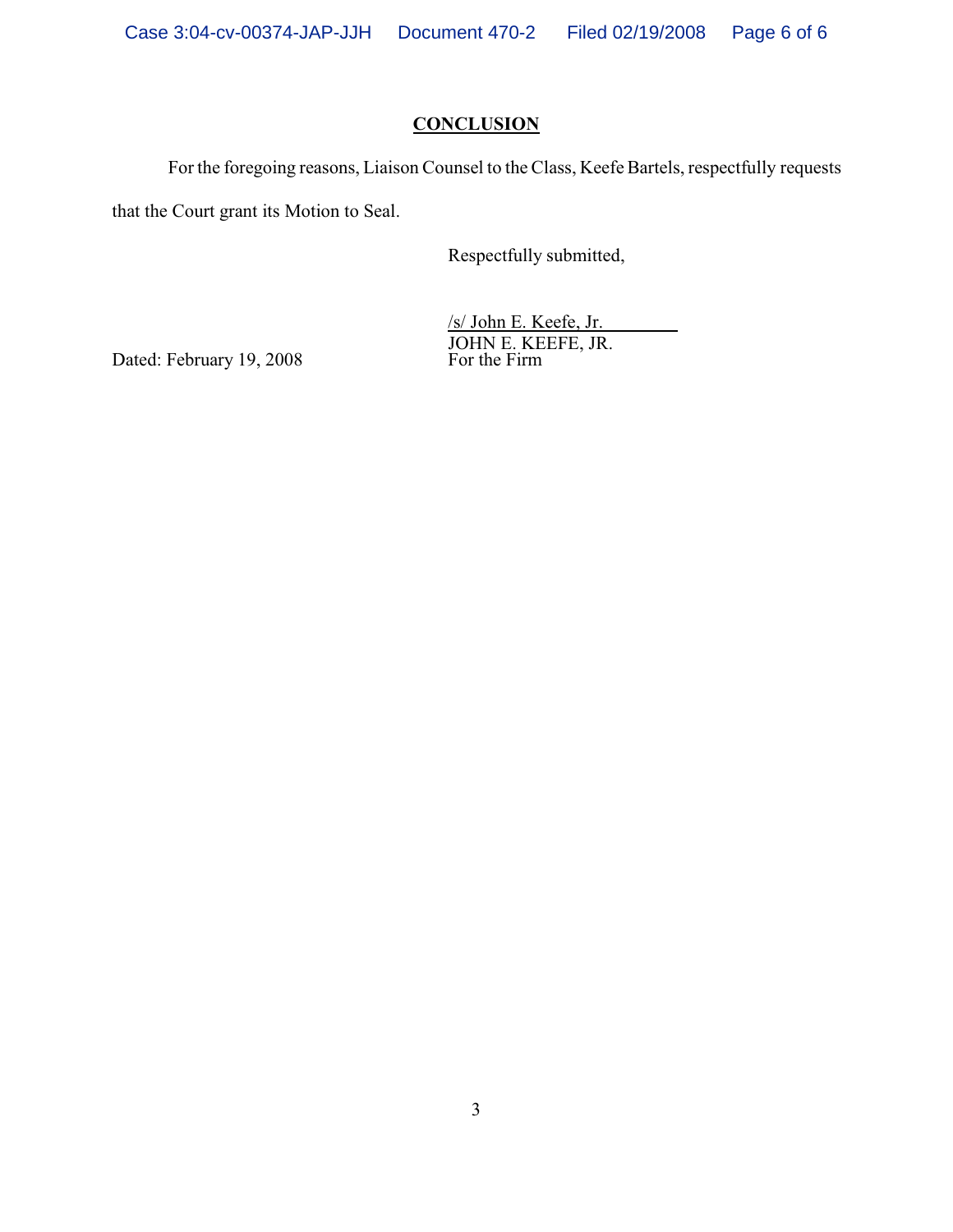## CONCLUSION

For the foregoing reasons, Liaison Counsel to the Class, Keefe Bartels, respectfully requests that the Court grant its Motion to Seal.

Respectfully submitted,

/s/ John E. Keefe, Jr.
JOHN E. KEEFE, JR.
For the Firm

Dated: February 19, 2008